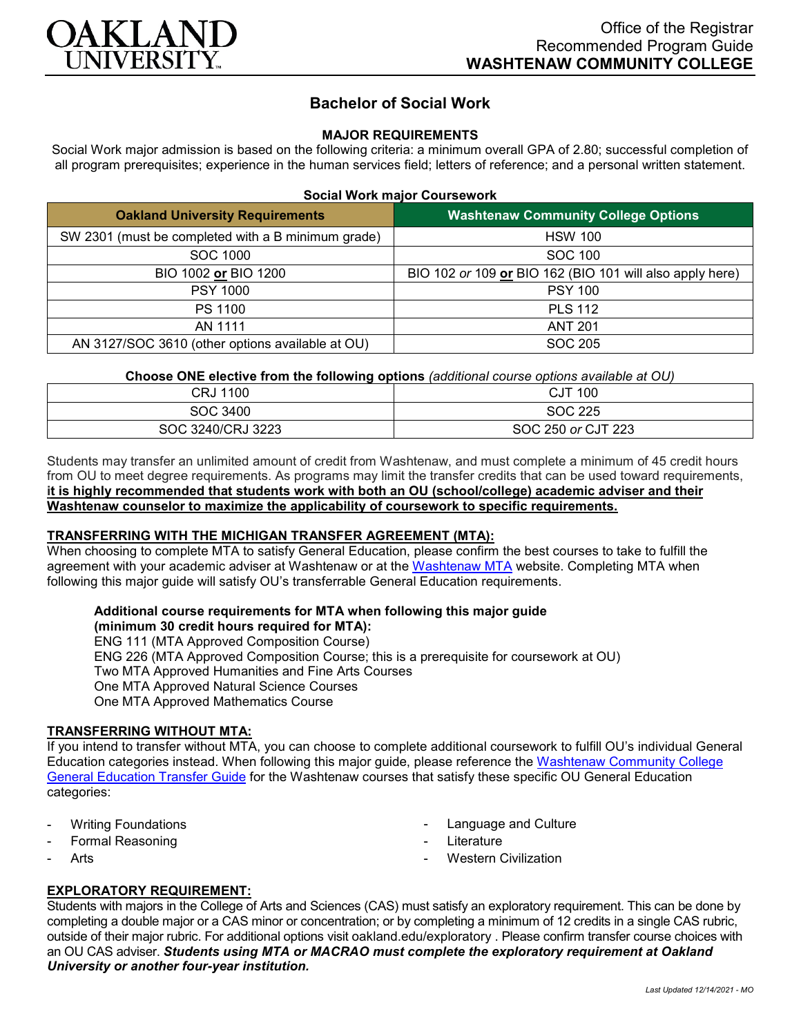Office of the Registrar
Recommended Program Guide
**WASHTENAW COMMUNITY COLLEGE**

# Bachelor of Social Work

### MAJOR REQUIREMENTS

Social Work major admission is based on the following criteria: a minimum overall GPA of 2.80; successful completion of all program prerequisites; experience in the human services field; letters of reference; and a personal written statement.

**Social Work major Coursework**

| Oakland University Requirements | Washtenaw Community College Options |
|---|---|
| SW 2301 (must be completed with a B minimum grade) | HSW 100 |
| SOC 1000 | SOC 100 |
| BIO 1002 **or** BIO 1200 | BIO 102 *or* 109 **or** BIO 162 (BIO 101 will also apply here) |
| PSY 1000 | PSY 100 |
| PS 1100 | PLS 112 |
| AN 1111 | ANT 201 |
| AN 3127/SOC 3610 (other options available at OU) | SOC 205 |

**Choose ONE elective from the following options** *(additional course options available at OU)*

| | |
|---|---|
| CRJ 1100 | CJT 100 |
| SOC 3400 | SOC 225 |
| SOC 3240/CRJ 3223 | SOC 250 *or* CJT 223 |

Students may transfer an unlimited amount of credit from Washtenaw, and must complete a minimum of 45 credit hours from OU to meet degree requirements. As programs may limit the transfer credits that can be used toward requirements, **it is highly recommended that students work with both an OU (school/college) academic adviser and their Washtenaw counselor to maximize the applicability of coursework to specific requirements.**

### TRANSFERRING WITH THE MICHIGAN TRANSFER AGREEMENT (MTA):

When choosing to complete MTA to satisfy General Education, please confirm the best courses to take to fulfill the agreement with your academic adviser at Washtenaw or at the Washtenaw MTA website. Completing MTA when following this major guide will satisfy OU's transferrable General Education requirements.

**Additional course requirements for MTA when following this major guide (minimum 30 credit hours required for MTA):**
ENG 111 (MTA Approved Composition Course)
ENG 226 (MTA Approved Composition Course; this is a prerequisite for coursework at OU)
Two MTA Approved Humanities and Fine Arts Courses
One MTA Approved Natural Science Courses
One MTA Approved Mathematics Course

### TRANSFERRING WITHOUT MTA:

If you intend to transfer without MTA, you can choose to complete additional coursework to fulfill OU's individual General Education categories instead. When following this major guide, please reference the Washtenaw Community College General Education Transfer Guide for the Washtenaw courses that satisfy these specific OU General Education categories:

- Writing Foundations
- Formal Reasoning
- Arts
- Language and Culture
- Literature
- Western Civilization

### EXPLORATORY REQUIREMENT:

Students with majors in the College of Arts and Sciences (CAS) must satisfy an exploratory requirement. This can be done by completing a double major or a CAS minor or concentration; or by completing a minimum of 12 credits in a single CAS rubric, outside of their major rubric. For additional options visit oakland.edu/exploratory . Please confirm transfer course choices with an OU CAS adviser. ***Students using MTA or MACRAO must complete the exploratory requirement at Oakland University or another four-year institution.***

*Last Updated 12/14/2021 - MO*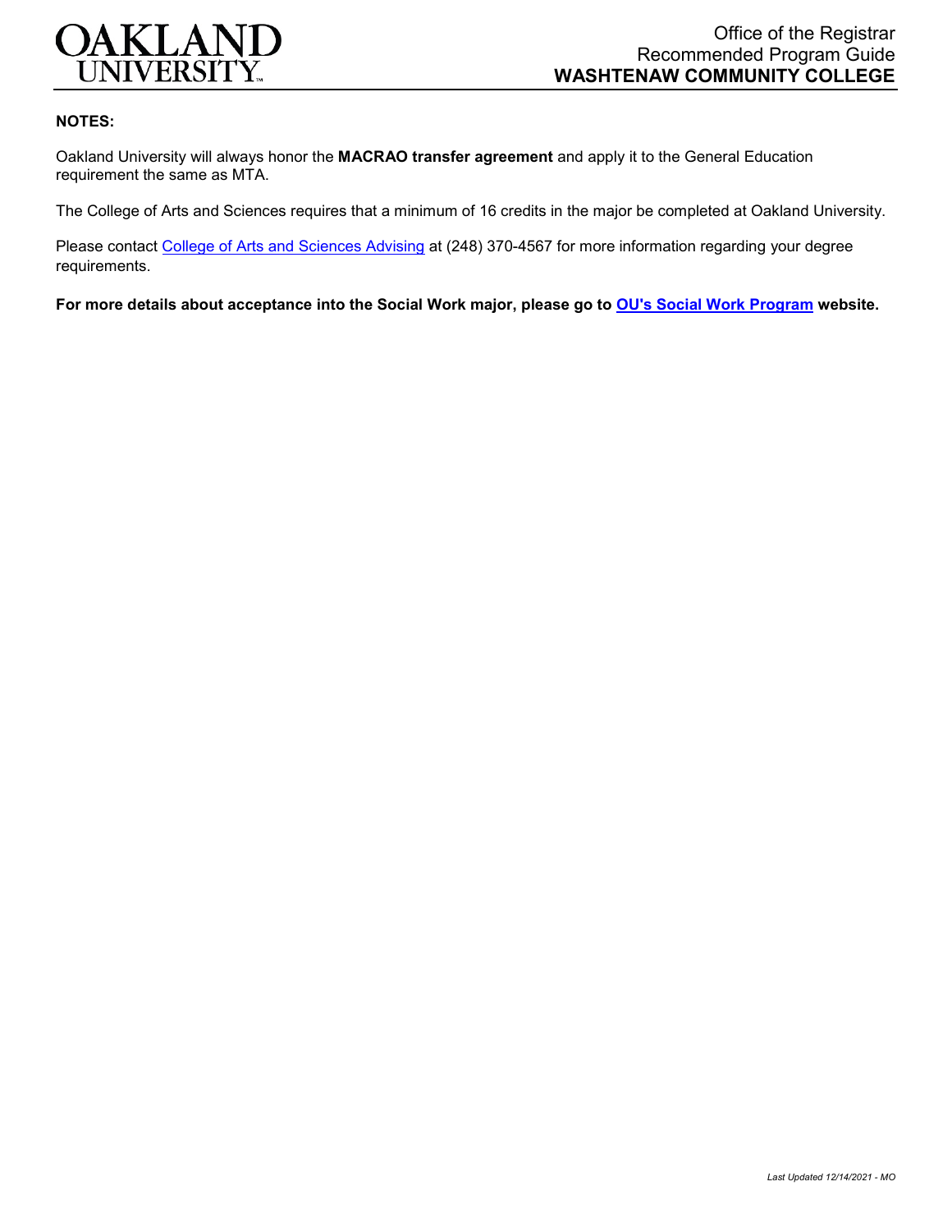**NOTES:**

Oakland University will always honor the **MACRAO transfer agreement** and apply it to the General Education requirement the same as MTA.

The College of Arts and Sciences requires that a minimum of 16 credits in the major be completed at Oakland University.

Please contact College of Arts and Sciences Advising at (248) 370-4567 for more information regarding your degree requirements.

**For more details about acceptance into the Social Work major, please go to OU's Social Work Program website.**

*Last Updated 12/14/2021 - MO*